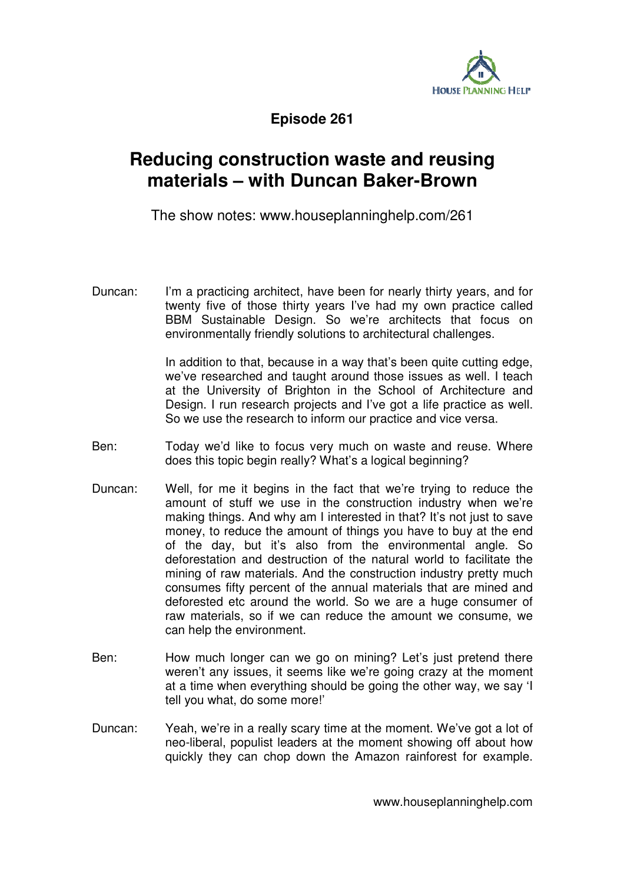**Episode 261**

# Reducing construction waste and reusing materials – with Duncan Baker-Brown

The show notes: www.houseplanninghelp.com/261

Duncan: I'm a practicing architect, have been for nearly thirty years, and for twenty five of those thirty years I've had my own practice called BBM Sustainable Design. So we're architects that focus on environmentally friendly solutions to architectural challenges.

In addition to that, because in a way that's been quite cutting edge, we've researched and taught around those issues as well. I teach at the University of Brighton in the School of Architecture and Design. I run research projects and I've got a life practice as well. So we use the research to inform our practice and vice versa.

Ben: Today we'd like to focus very much on waste and reuse. Where does this topic begin really? What's a logical beginning?

Duncan: Well, for me it begins in the fact that we're trying to reduce the amount of stuff we use in the construction industry when we're making things. And why am I interested in that? It's not just to save money, to reduce the amount of things you have to buy at the end of the day, but it's also from the environmental angle. So deforestation and destruction of the natural world to facilitate the mining of raw materials. And the construction industry pretty much consumes fifty percent of the annual materials that are mined and deforested etc around the world. So we are a huge consumer of raw materials, so if we can reduce the amount we consume, we can help the environment.

Ben: How much longer can we go on mining? Let's just pretend there weren't any issues, it seems like we're going crazy at the moment at a time when everything should be going the other way, we say 'I tell you what, do some more!'

Duncan: Yeah, we're in a really scary time at the moment. We've got a lot of neo-liberal, populist leaders at the moment showing off about how quickly they can chop down the Amazon rainforest for example.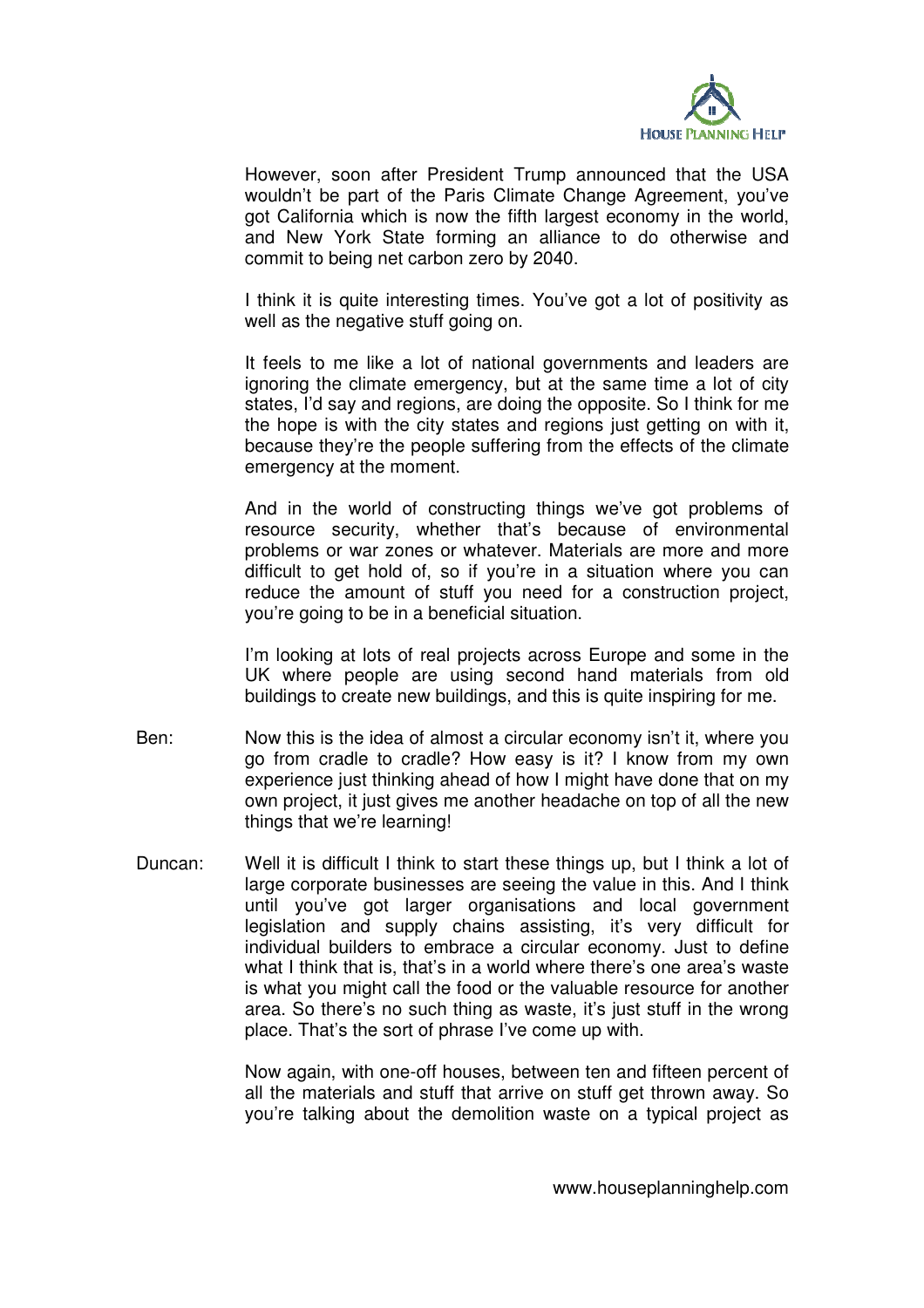However, soon after President Trump announced that the USA wouldn't be part of the Paris Climate Change Agreement, you've got California which is now the fifth largest economy in the world, and New York State forming an alliance to do otherwise and commit to being net carbon zero by 2040.

I think it is quite interesting times. You've got a lot of positivity as well as the negative stuff going on.

It feels to me like a lot of national governments and leaders are ignoring the climate emergency, but at the same time a lot of city states, I'd say and regions, are doing the opposite. So I think for me the hope is with the city states and regions just getting on with it, because they're the people suffering from the effects of the climate emergency at the moment.

And in the world of constructing things we've got problems of resource security, whether that's because of environmental problems or war zones or whatever. Materials are more and more difficult to get hold of, so if you're in a situation where you can reduce the amount of stuff you need for a construction project, you're going to be in a beneficial situation.

I'm looking at lots of real projects across Europe and some in the UK where people are using second hand materials from old buildings to create new buildings, and this is quite inspiring for me.

Ben: Now this is the idea of almost a circular economy isn't it, where you go from cradle to cradle? How easy is it? I know from my own experience just thinking ahead of how I might have done that on my own project, it just gives me another headache on top of all the new things that we're learning!

Duncan: Well it is difficult I think to start these things up, but I think a lot of large corporate businesses are seeing the value in this. And I think until you've got larger organisations and local government legislation and supply chains assisting, it's very difficult for individual builders to embrace a circular economy. Just to define what I think that is, that's in a world where there's one area's waste is what you might call the food or the valuable resource for another area. So there's no such thing as waste, it's just stuff in the wrong place. That's the sort of phrase I've come up with.

Now again, with one-off houses, between ten and fifteen percent of all the materials and stuff that arrive on stuff get thrown away. So you're talking about the demolition waste on a typical project as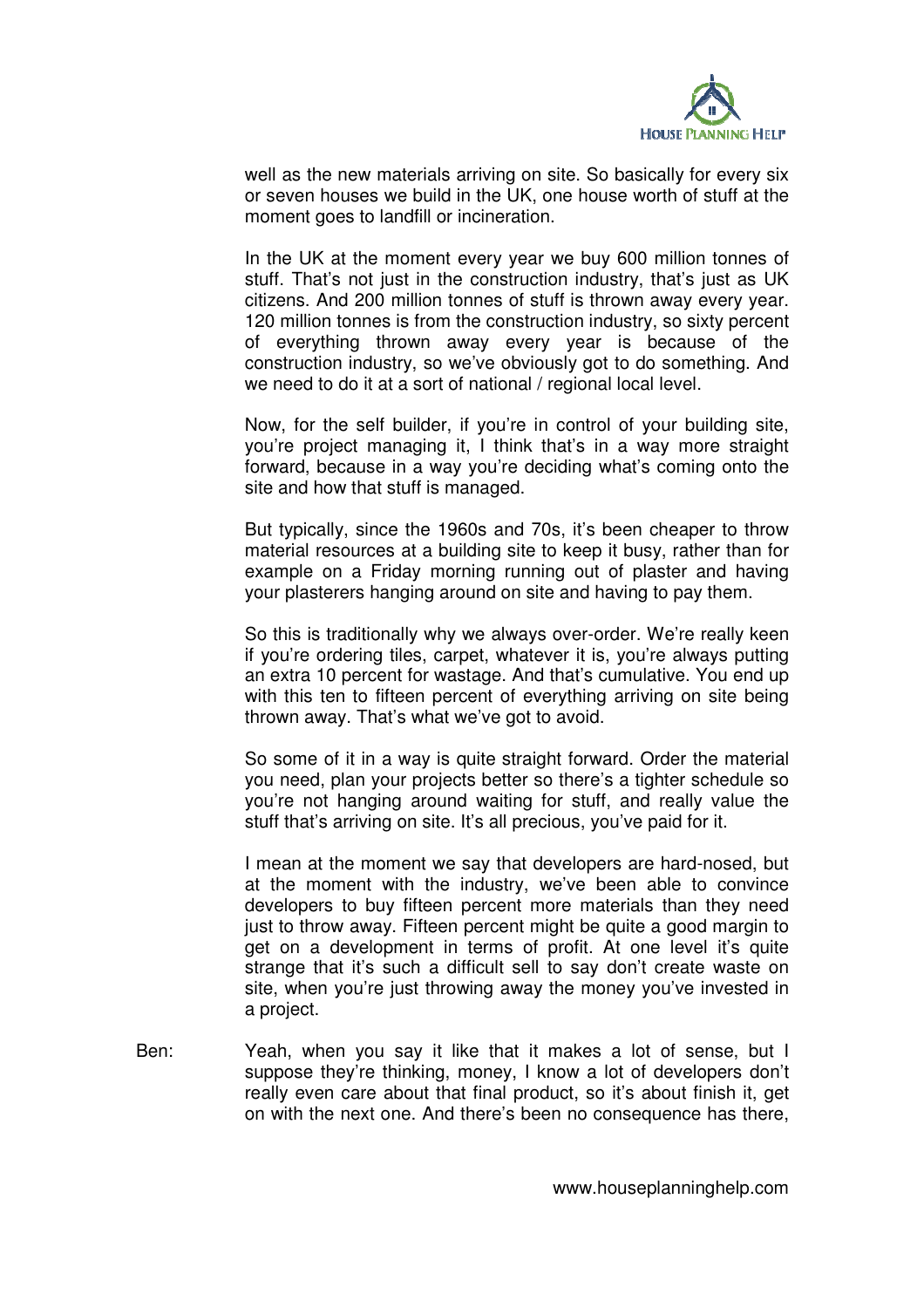well as the new materials arriving on site. So basically for every six or seven houses we build in the UK, one house worth of stuff at the moment goes to landfill or incineration.

In the UK at the moment every year we buy 600 million tonnes of stuff. That's not just in the construction industry, that's just as UK citizens. And 200 million tonnes of stuff is thrown away every year. 120 million tonnes is from the construction industry, so sixty percent of everything thrown away every year is because of the construction industry, so we've obviously got to do something. And we need to do it at a sort of national / regional local level.

Now, for the self builder, if you're in control of your building site, you're project managing it, I think that's in a way more straight forward, because in a way you're deciding what's coming onto the site and how that stuff is managed.

But typically, since the 1960s and 70s, it's been cheaper to throw material resources at a building site to keep it busy, rather than for example on a Friday morning running out of plaster and having your plasterers hanging around on site and having to pay them.

So this is traditionally why we always over-order. We're really keen if you're ordering tiles, carpet, whatever it is, you're always putting an extra 10 percent for wastage. And that's cumulative. You end up with this ten to fifteen percent of everything arriving on site being thrown away. That's what we've got to avoid.

So some of it in a way is quite straight forward. Order the material you need, plan your projects better so there's a tighter schedule so you're not hanging around waiting for stuff, and really value the stuff that's arriving on site. It's all precious, you've paid for it.

I mean at the moment we say that developers are hard-nosed, but at the moment with the industry, we've been able to convince developers to buy fifteen percent more materials than they need just to throw away. Fifteen percent might be quite a good margin to get on a development in terms of profit. At one level it's quite strange that it's such a difficult sell to say don't create waste on site, when you're just throwing away the money you've invested in a project.

Ben: Yeah, when you say it like that it makes a lot of sense, but I suppose they're thinking, money, I know a lot of developers don't really even care about that final product, so it's about finish it, get on with the next one. And there's been no consequence has there,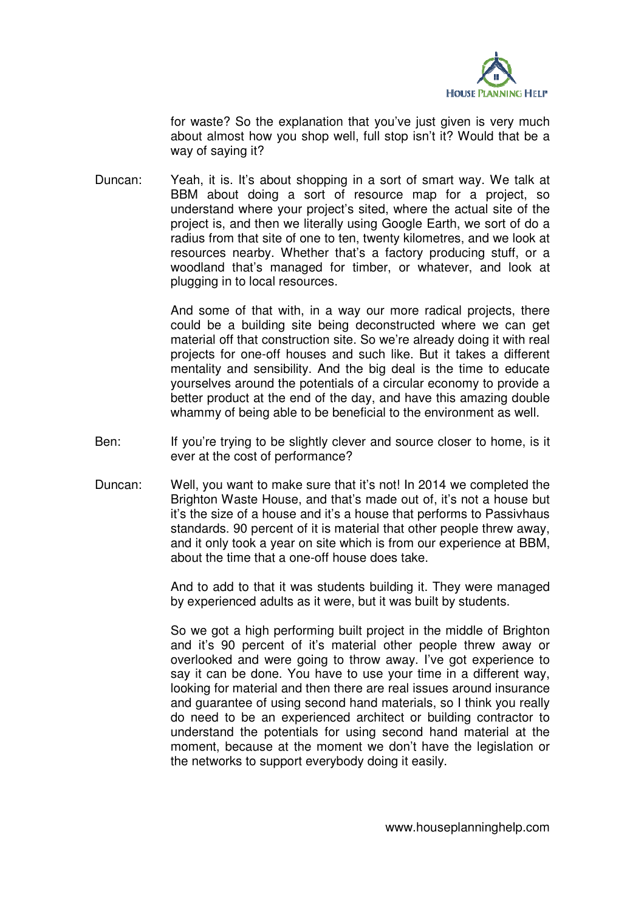for waste? So the explanation that you've just given is very much about almost how you shop well, full stop isn't it? Would that be a way of saying it?

Duncan: Yeah, it is. It's about shopping in a sort of smart way. We talk at BBM about doing a sort of resource map for a project, so understand where your project's sited, where the actual site of the project is, and then we literally using Google Earth, we sort of do a radius from that site of one to ten, twenty kilometres, and we look at resources nearby. Whether that's a factory producing stuff, or a woodland that's managed for timber, or whatever, and look at plugging in to local resources.

And some of that with, in a way our more radical projects, there could be a building site being deconstructed where we can get material off that construction site. So we're already doing it with real projects for one-off houses and such like. But it takes a different mentality and sensibility. And the big deal is the time to educate yourselves around the potentials of a circular economy to provide a better product at the end of the day, and have this amazing double whammy of being able to be beneficial to the environment as well.

Ben: If you're trying to be slightly clever and source closer to home, is it ever at the cost of performance?

Duncan: Well, you want to make sure that it's not! In 2014 we completed the Brighton Waste House, and that's made out of, it's not a house but it's the size of a house and it's a house that performs to Passivhaus standards. 90 percent of it is material that other people threw away, and it only took a year on site which is from our experience at BBM, about the time that a one-off house does take.

And to add to that it was students building it. They were managed by experienced adults as it were, but it was built by students.

So we got a high performing built project in the middle of Brighton and it's 90 percent of it's material other people threw away or overlooked and were going to throw away. I've got experience to say it can be done. You have to use your time in a different way, looking for material and then there are real issues around insurance and guarantee of using second hand materials, so I think you really do need to be an experienced architect or building contractor to understand the potentials for using second hand material at the moment, because at the moment we don't have the legislation or the networks to support everybody doing it easily.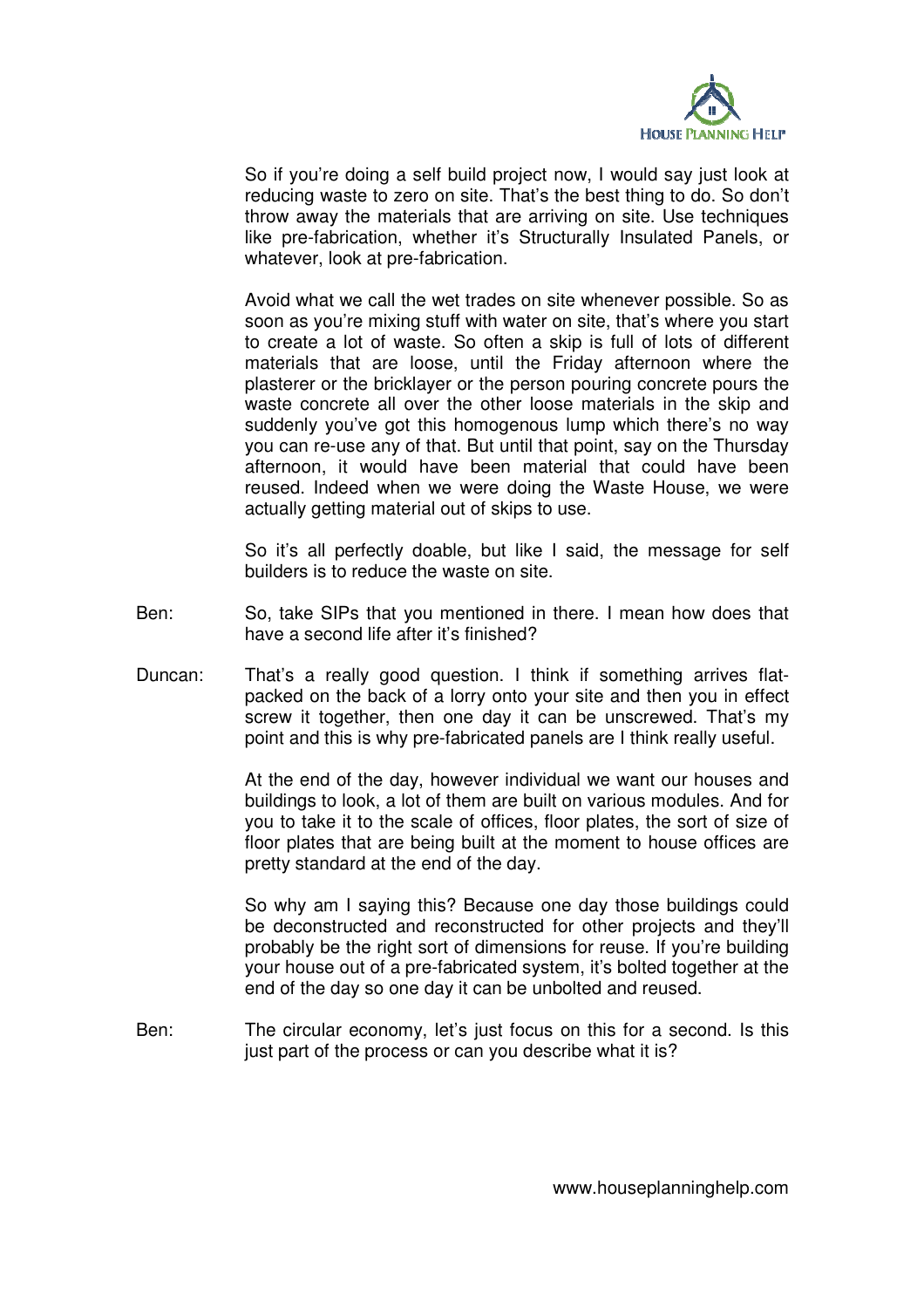So if you're doing a self build project now, I would say just look at reducing waste to zero on site. That's the best thing to do. So don't throw away the materials that are arriving on site. Use techniques like pre-fabrication, whether it's Structurally Insulated Panels, or whatever, look at pre-fabrication.

Avoid what we call the wet trades on site whenever possible. So as soon as you're mixing stuff with water on site, that's where you start to create a lot of waste. So often a skip is full of lots of different materials that are loose, until the Friday afternoon where the plasterer or the bricklayer or the person pouring concrete pours the waste concrete all over the other loose materials in the skip and suddenly you've got this homogenous lump which there's no way you can re-use any of that. But until that point, say on the Thursday afternoon, it would have been material that could have been reused. Indeed when we were doing the Waste House, we were actually getting material out of skips to use.

So it's all perfectly doable, but like I said, the message for self builders is to reduce the waste on site.

Ben: So, take SIPs that you mentioned in there. I mean how does that have a second life after it's finished?

Duncan: That's a really good question. I think if something arrives flat-packed on the back of a lorry onto your site and then you in effect screw it together, then one day it can be unscrewed. That's my point and this is why pre-fabricated panels are I think really useful.

At the end of the day, however individual we want our houses and buildings to look, a lot of them are built on various modules. And for you to take it to the scale of offices, floor plates, the sort of size of floor plates that are being built at the moment to house offices are pretty standard at the end of the day.

So why am I saying this? Because one day those buildings could be deconstructed and reconstructed for other projects and they'll probably be the right sort of dimensions for reuse. If you're building your house out of a pre-fabricated system, it's bolted together at the end of the day so one day it can be unbolted and reused.

Ben: The circular economy, let's just focus on this for a second. Is this just part of the process or can you describe what it is?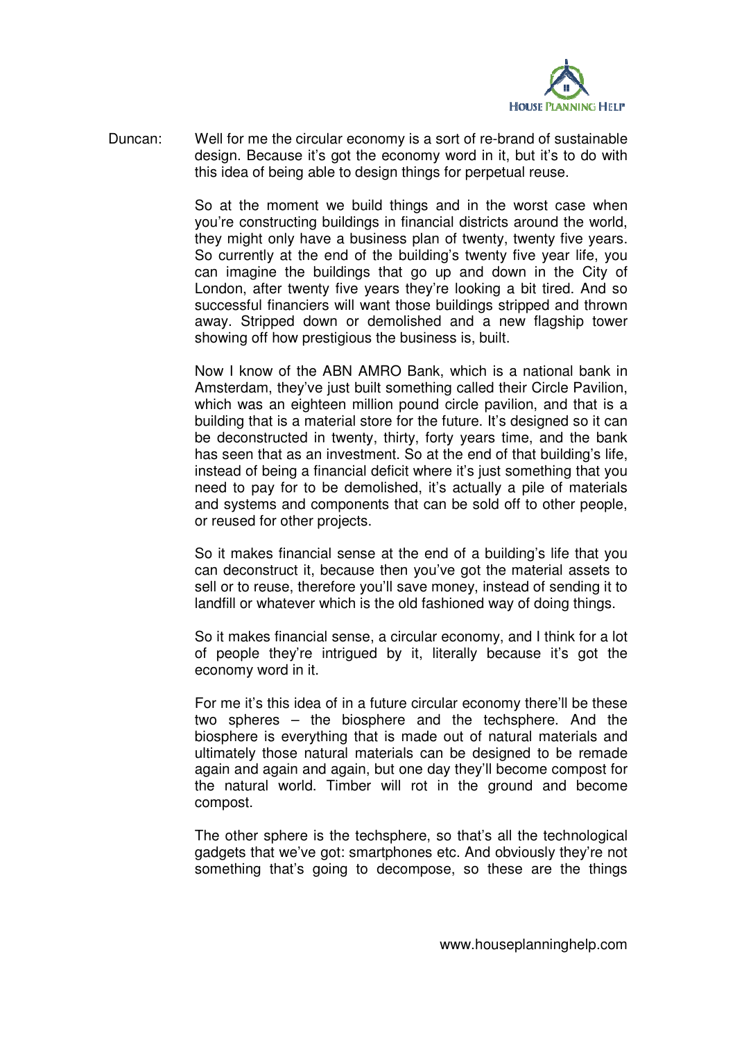Duncan: Well for me the circular economy is a sort of re-brand of sustainable design. Because it's got the economy word in it, but it's to do with this idea of being able to design things for perpetual reuse.

So at the moment we build things and in the worst case when you're constructing buildings in financial districts around the world, they might only have a business plan of twenty, twenty five years. So currently at the end of the building's twenty five year life, you can imagine the buildings that go up and down in the City of London, after twenty five years they're looking a bit tired. And so successful financiers will want those buildings stripped and thrown away. Stripped down or demolished and a new flagship tower showing off how prestigious the business is, built.

Now I know of the ABN AMRO Bank, which is a national bank in Amsterdam, they've just built something called their Circle Pavilion, which was an eighteen million pound circle pavilion, and that is a building that is a material store for the future. It's designed so it can be deconstructed in twenty, thirty, forty years time, and the bank has seen that as an investment. So at the end of that building's life, instead of being a financial deficit where it's just something that you need to pay for to be demolished, it's actually a pile of materials and systems and components that can be sold off to other people, or reused for other projects.

So it makes financial sense at the end of a building's life that you can deconstruct it, because then you've got the material assets to sell or to reuse, therefore you'll save money, instead of sending it to landfill or whatever which is the old fashioned way of doing things.

So it makes financial sense, a circular economy, and I think for a lot of people they're intrigued by it, literally because it's got the economy word in it.

For me it's this idea of in a future circular economy there'll be these two spheres – the biosphere and the techsphere. And the biosphere is everything that is made out of natural materials and ultimately those natural materials can be designed to be remade again and again and again, but one day they'll become compost for the natural world. Timber will rot in the ground and become compost.

The other sphere is the techsphere, so that's all the technological gadgets that we've got: smartphones etc. And obviously they're not something that's going to decompose, so these are the things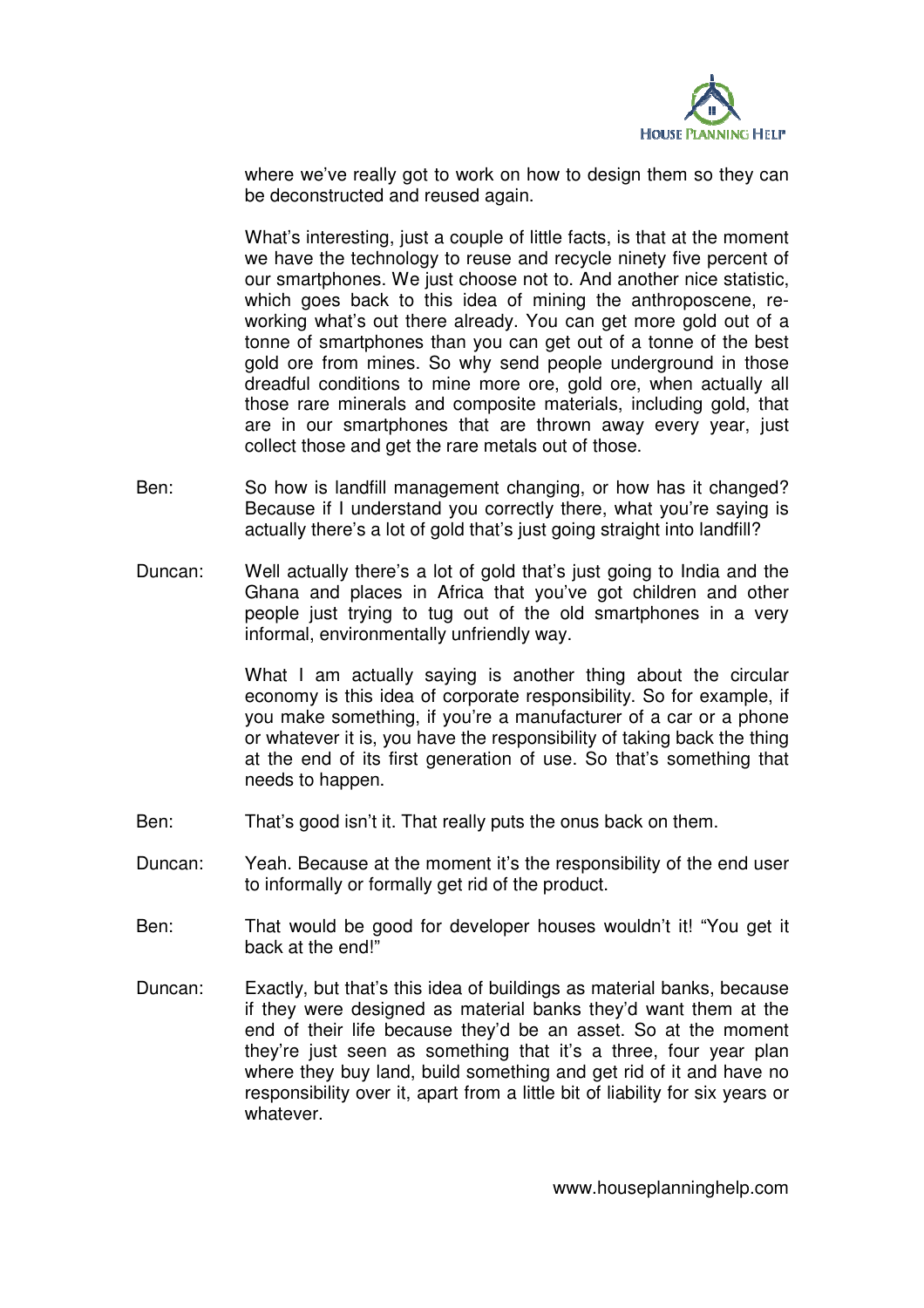where we've really got to work on how to design them so they can be deconstructed and reused again.

What's interesting, just a couple of little facts, is that at the moment we have the technology to reuse and recycle ninety five percent of our smartphones. We just choose not to. And another nice statistic, which goes back to this idea of mining the anthroposcene, re-working what's out there already. You can get more gold out of a tonne of smartphones than you can get out of a tonne of the best gold ore from mines. So why send people underground in those dreadful conditions to mine more ore, gold ore, when actually all those rare minerals and composite materials, including gold, that are in our smartphones that are thrown away every year, just collect those and get the rare metals out of those.

Ben: So how is landfill management changing, or how has it changed? Because if I understand you correctly there, what you're saying is actually there's a lot of gold that's just going straight into landfill?

Duncan: Well actually there's a lot of gold that's just going to India and the Ghana and places in Africa that you've got children and other people just trying to tug out of the old smartphones in a very informal, environmentally unfriendly way.

What I am actually saying is another thing about the circular economy is this idea of corporate responsibility. So for example, if you make something, if you're a manufacturer of a car or a phone or whatever it is, you have the responsibility of taking back the thing at the end of its first generation of use. So that's something that needs to happen.

Ben: That's good isn't it. That really puts the onus back on them.

Duncan: Yeah. Because at the moment it's the responsibility of the end user to informally or formally get rid of the product.

Ben: That would be good for developer houses wouldn't it! "You get it back at the end!"

Duncan: Exactly, but that's this idea of buildings as material banks, because if they were designed as material banks they'd want them at the end of their life because they'd be an asset. So at the moment they're just seen as something that it's a three, four year plan where they buy land, build something and get rid of it and have no responsibility over it, apart from a little bit of liability for six years or whatever.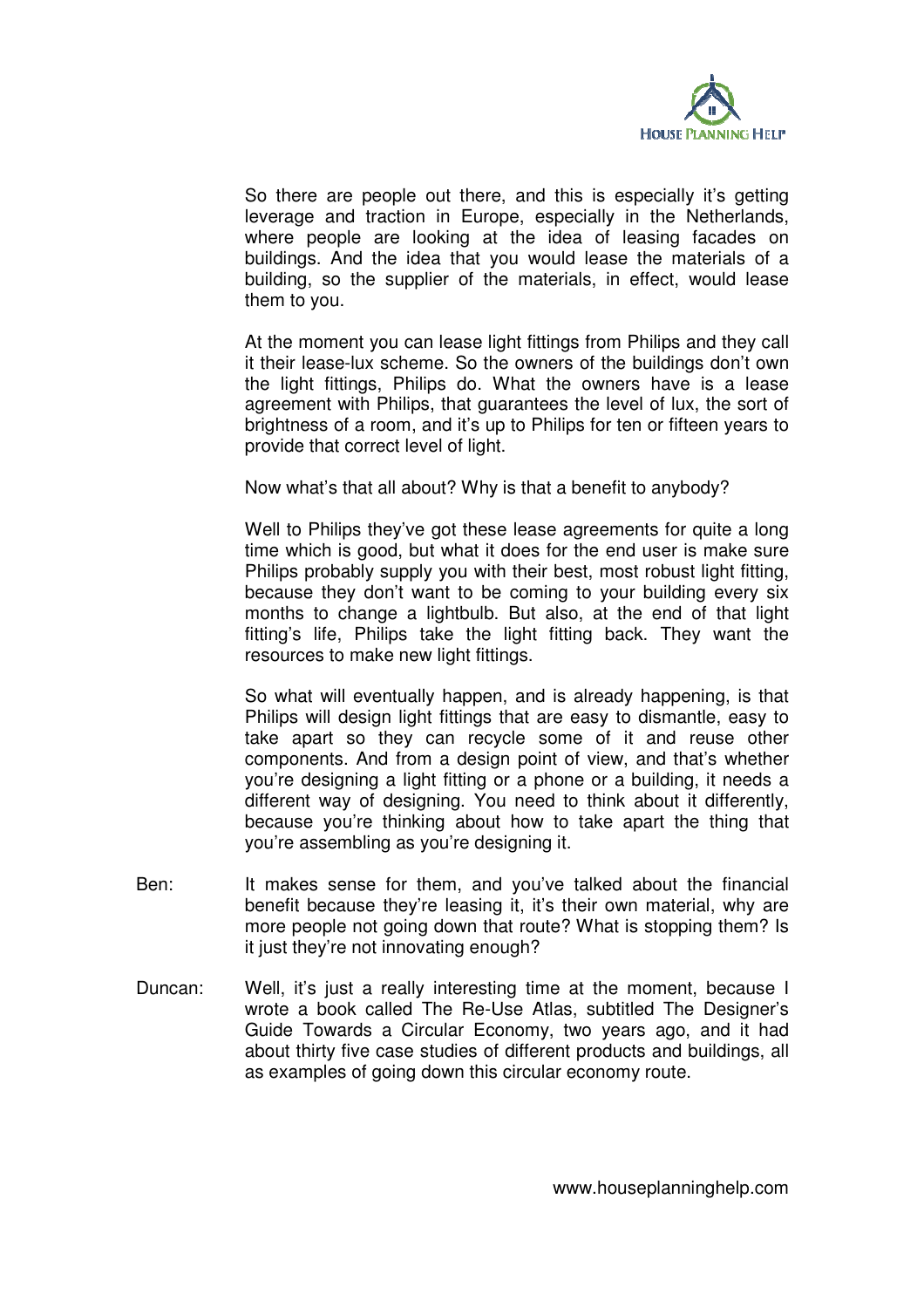So there are people out there, and this is especially it's getting leverage and traction in Europe, especially in the Netherlands, where people are looking at the idea of leasing facades on buildings. And the idea that you would lease the materials of a building, so the supplier of the materials, in effect, would lease them to you.

At the moment you can lease light fittings from Philips and they call it their lease-lux scheme. So the owners of the buildings don't own the light fittings, Philips do. What the owners have is a lease agreement with Philips, that guarantees the level of lux, the sort of brightness of a room, and it's up to Philips for ten or fifteen years to provide that correct level of light.

Now what's that all about? Why is that a benefit to anybody?

Well to Philips they've got these lease agreements for quite a long time which is good, but what it does for the end user is make sure Philips probably supply you with their best, most robust light fitting, because they don't want to be coming to your building every six months to change a lightbulb. But also, at the end of that light fitting's life, Philips take the light fitting back. They want the resources to make new light fittings.

So what will eventually happen, and is already happening, is that Philips will design light fittings that are easy to dismantle, easy to take apart so they can recycle some of it and reuse other components. And from a design point of view, and that's whether you're designing a light fitting or a phone or a building, it needs a different way of designing. You need to think about it differently, because you're thinking about how to take apart the thing that you're assembling as you're designing it.

Ben: It makes sense for them, and you've talked about the financial benefit because they're leasing it, it's their own material, why are more people not going down that route? What is stopping them? Is it just they're not innovating enough?

Duncan: Well, it's just a really interesting time at the moment, because I wrote a book called The Re-Use Atlas, subtitled The Designer's Guide Towards a Circular Economy, two years ago, and it had about thirty five case studies of different products and buildings, all as examples of going down this circular economy route.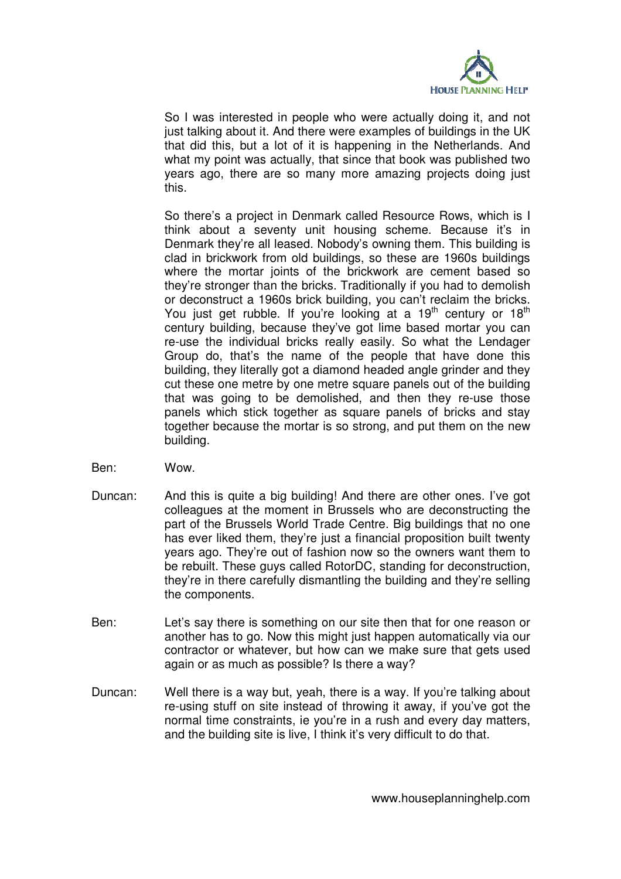So I was interested in people who were actually doing it, and not just talking about it. And there were examples of buildings in the UK that did this, but a lot of it is happening in the Netherlands. And what my point was actually, that since that book was published two years ago, there are so many more amazing projects doing just this.

So there's a project in Denmark called Resource Rows, which is I think about a seventy unit housing scheme. Because it's in Denmark they're all leased. Nobody's owning them. This building is clad in brickwork from old buildings, so these are 1960s buildings where the mortar joints of the brickwork are cement based so they're stronger than the bricks. Traditionally if you had to demolish or deconstruct a 1960s brick building, you can't reclaim the bricks. You just get rubble. If you're looking at a 19th century or 18th century building, because they've got lime based mortar you can re-use the individual bricks really easily. So what the Lendager Group do, that's the name of the people that have done this building, they literally got a diamond headed angle grinder and they cut these one metre by one metre square panels out of the building that was going to be demolished, and then they re-use those panels which stick together as square panels of bricks and stay together because the mortar is so strong, and put them on the new building.

Ben: Wow.

Duncan: And this is quite a big building! And there are other ones. I've got colleagues at the moment in Brussels who are deconstructing the part of the Brussels World Trade Centre. Big buildings that no one has ever liked them, they're just a financial proposition built twenty years ago. They're out of fashion now so the owners want them to be rebuilt. These guys called RotorDC, standing for deconstruction, they're in there carefully dismantling the building and they're selling the components.

Ben: Let's say there is something on our site then that for one reason or another has to go. Now this might just happen automatically via our contractor or whatever, but how can we make sure that gets used again or as much as possible? Is there a way?

Duncan: Well there is a way but, yeah, there is a way. If you're talking about re-using stuff on site instead of throwing it away, if you've got the normal time constraints, ie you're in a rush and every day matters, and the building site is live, I think it's very difficult to do that.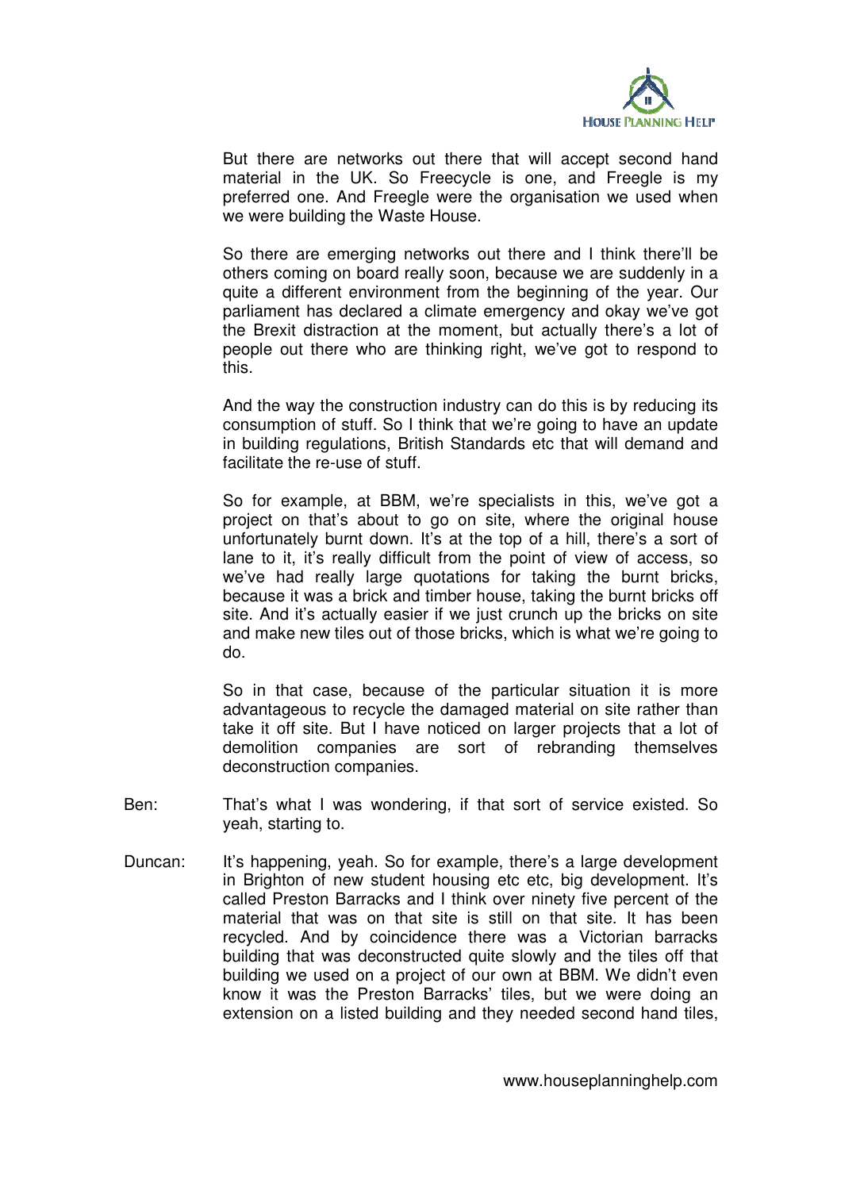But there are networks out there that will accept second hand material in the UK. So Freecycle is one, and Freegle is my preferred one. And Freegle were the organisation we used when we were building the Waste House.

So there are emerging networks out there and I think there'll be others coming on board really soon, because we are suddenly in a quite a different environment from the beginning of the year. Our parliament has declared a climate emergency and okay we've got the Brexit distraction at the moment, but actually there's a lot of people out there who are thinking right, we've got to respond to this.

And the way the construction industry can do this is by reducing its consumption of stuff. So I think that we're going to have an update in building regulations, British Standards etc that will demand and facilitate the re-use of stuff.

So for example, at BBM, we're specialists in this, we've got a project on that's about to go on site, where the original house unfortunately burnt down. It's at the top of a hill, there's a sort of lane to it, it's really difficult from the point of view of access, so we've had really large quotations for taking the burnt bricks, because it was a brick and timber house, taking the burnt bricks off site. And it's actually easier if we just crunch up the bricks on site and make new tiles out of those bricks, which is what we're going to do.

So in that case, because of the particular situation it is more advantageous to recycle the damaged material on site rather than take it off site. But I have noticed on larger projects that a lot of demolition companies are sort of rebranding themselves deconstruction companies.

Ben: That's what I was wondering, if that sort of service existed. So yeah, starting to.

Duncan: It's happening, yeah. So for example, there's a large development in Brighton of new student housing etc etc, big development. It's called Preston Barracks and I think over ninety five percent of the material that was on that site is still on that site. It has been recycled. And by coincidence there was a Victorian barracks building that was deconstructed quite slowly and the tiles off that building we used on a project of our own at BBM. We didn't even know it was the Preston Barracks' tiles, but we were doing an extension on a listed building and they needed second hand tiles,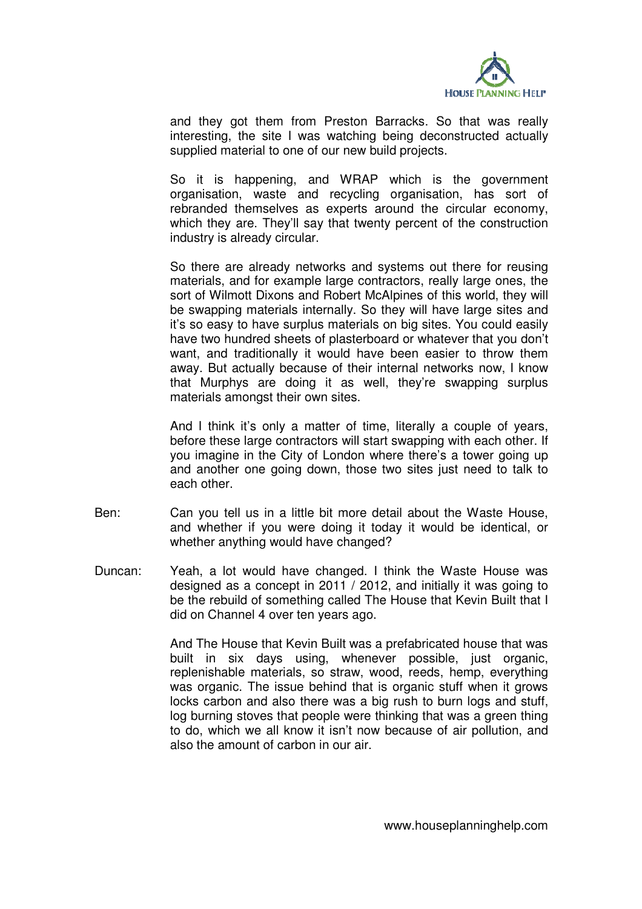and they got them from Preston Barracks. So that was really interesting, the site I was watching being deconstructed actually supplied material to one of our new build projects.

So it is happening, and WRAP which is the government organisation, waste and recycling organisation, has sort of rebranded themselves as experts around the circular economy, which they are. They'll say that twenty percent of the construction industry is already circular.

So there are already networks and systems out there for reusing materials, and for example large contractors, really large ones, the sort of Wilmott Dixons and Robert McAlpines of this world, they will be swapping materials internally. So they will have large sites and it's so easy to have surplus materials on big sites. You could easily have two hundred sheets of plasterboard or whatever that you don't want, and traditionally it would have been easier to throw them away. But actually because of their internal networks now, I know that Murphys are doing it as well, they're swapping surplus materials amongst their own sites.

And I think it's only a matter of time, literally a couple of years, before these large contractors will start swapping with each other. If you imagine in the City of London where there's a tower going up and another one going down, those two sites just need to talk to each other.

Ben: Can you tell us in a little bit more detail about the Waste House, and whether if you were doing it today it would be identical, or whether anything would have changed?

Duncan: Yeah, a lot would have changed. I think the Waste House was designed as a concept in 2011 / 2012, and initially it was going to be the rebuild of something called The House that Kevin Built that I did on Channel 4 over ten years ago.

And The House that Kevin Built was a prefabricated house that was built in six days using, whenever possible, just organic, replenishable materials, so straw, wood, reeds, hemp, everything was organic. The issue behind that is organic stuff when it grows locks carbon and also there was a big rush to burn logs and stuff, log burning stoves that people were thinking that was a green thing to do, which we all know it isn't now because of air pollution, and also the amount of carbon in our air.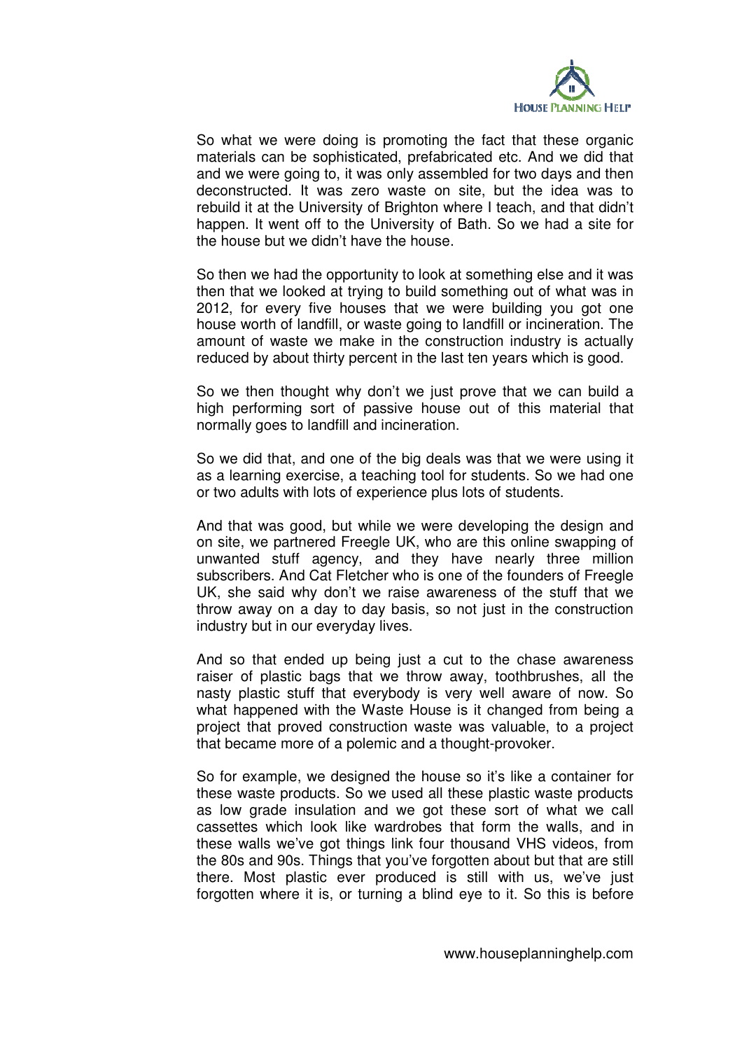So what we were doing is promoting the fact that these organic materials can be sophisticated, prefabricated etc. And we did that and we were going to, it was only assembled for two days and then deconstructed. It was zero waste on site, but the idea was to rebuild it at the University of Brighton where I teach, and that didn't happen. It went off to the University of Bath. So we had a site for the house but we didn't have the house.

So then we had the opportunity to look at something else and it was then that we looked at trying to build something out of what was in 2012, for every five houses that we were building you got one house worth of landfill, or waste going to landfill or incineration. The amount of waste we make in the construction industry is actually reduced by about thirty percent in the last ten years which is good.

So we then thought why don't we just prove that we can build a high performing sort of passive house out of this material that normally goes to landfill and incineration.

So we did that, and one of the big deals was that we were using it as a learning exercise, a teaching tool for students. So we had one or two adults with lots of experience plus lots of students.

And that was good, but while we were developing the design and on site, we partnered Freegle UK, who are this online swapping of unwanted stuff agency, and they have nearly three million subscribers. And Cat Fletcher who is one of the founders of Freegle UK, she said why don't we raise awareness of the stuff that we throw away on a day to day basis, so not just in the construction industry but in our everyday lives.

And so that ended up being just a cut to the chase awareness raiser of plastic bags that we throw away, toothbrushes, all the nasty plastic stuff that everybody is very well aware of now. So what happened with the Waste House is it changed from being a project that proved construction waste was valuable, to a project that became more of a polemic and a thought-provoker.

So for example, we designed the house so it's like a container for these waste products. So we used all these plastic waste products as low grade insulation and we got these sort of what we call cassettes which look like wardrobes that form the walls, and in these walls we've got things link four thousand VHS videos, from the 80s and 90s. Things that you've forgotten about but that are still there. Most plastic ever produced is still with us, we've just forgotten where it is, or turning a blind eye to it. So this is before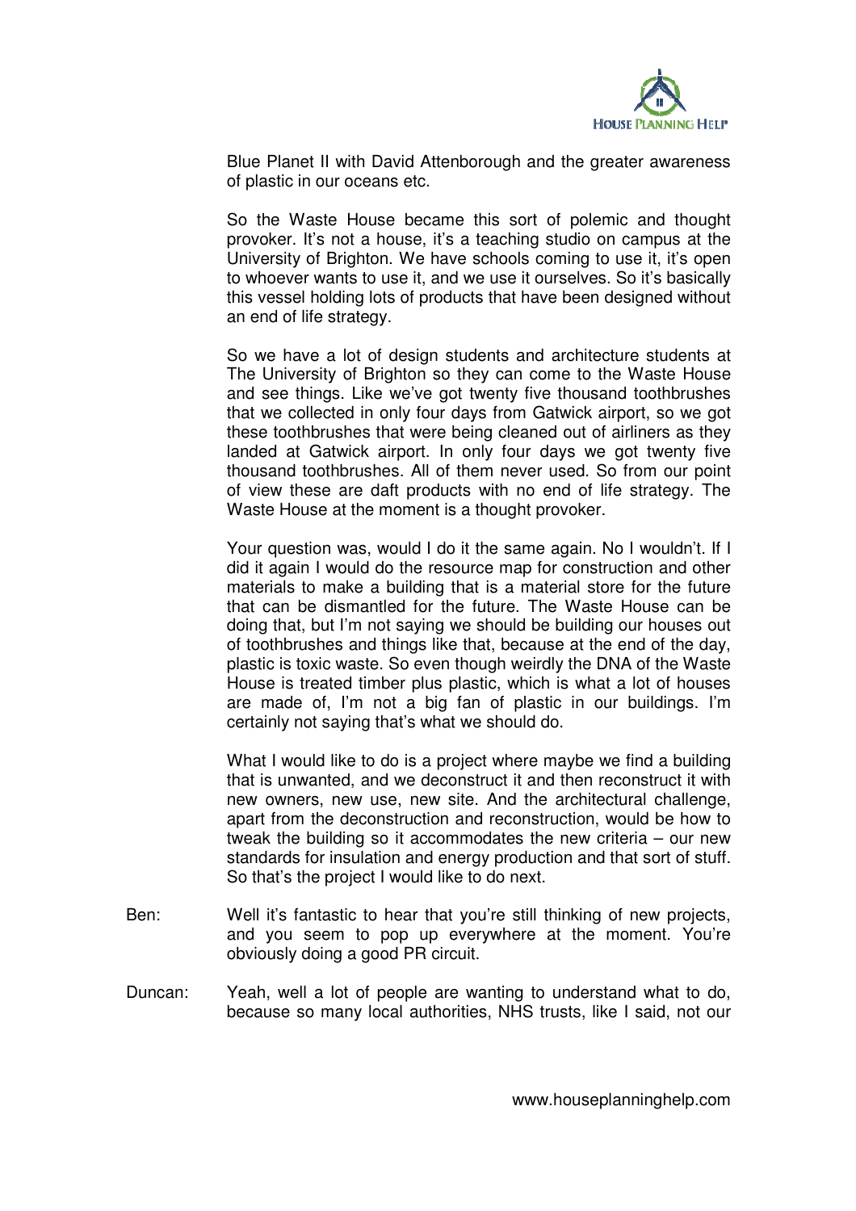Blue Planet II with David Attenborough and the greater awareness of plastic in our oceans etc.

So the Waste House became this sort of polemic and thought provoker. It's not a house, it's a teaching studio on campus at the University of Brighton. We have schools coming to use it, it's open to whoever wants to use it, and we use it ourselves. So it's basically this vessel holding lots of products that have been designed without an end of life strategy.

So we have a lot of design students and architecture students at The University of Brighton so they can come to the Waste House and see things. Like we've got twenty five thousand toothbrushes that we collected in only four days from Gatwick airport, so we got these toothbrushes that were being cleaned out of airliners as they landed at Gatwick airport. In only four days we got twenty five thousand toothbrushes. All of them never used. So from our point of view these are daft products with no end of life strategy. The Waste House at the moment is a thought provoker.

Your question was, would I do it the same again. No I wouldn't. If I did it again I would do the resource map for construction and other materials to make a building that is a material store for the future that can be dismantled for the future. The Waste House can be doing that, but I'm not saying we should be building our houses out of toothbrushes and things like that, because at the end of the day, plastic is toxic waste. So even though weirdly the DNA of the Waste House is treated timber plus plastic, which is what a lot of houses are made of, I'm not a big fan of plastic in our buildings. I'm certainly not saying that's what we should do.

What I would like to do is a project where maybe we find a building that is unwanted, and we deconstruct it and then reconstruct it with new owners, new use, new site. And the architectural challenge, apart from the deconstruction and reconstruction, would be how to tweak the building so it accommodates the new criteria – our new standards for insulation and energy production and that sort of stuff. So that's the project I would like to do next.

Ben: Well it's fantastic to hear that you're still thinking of new projects, and you seem to pop up everywhere at the moment. You're obviously doing a good PR circuit.

Duncan: Yeah, well a lot of people are wanting to understand what to do, because so many local authorities, NHS trusts, like I said, not our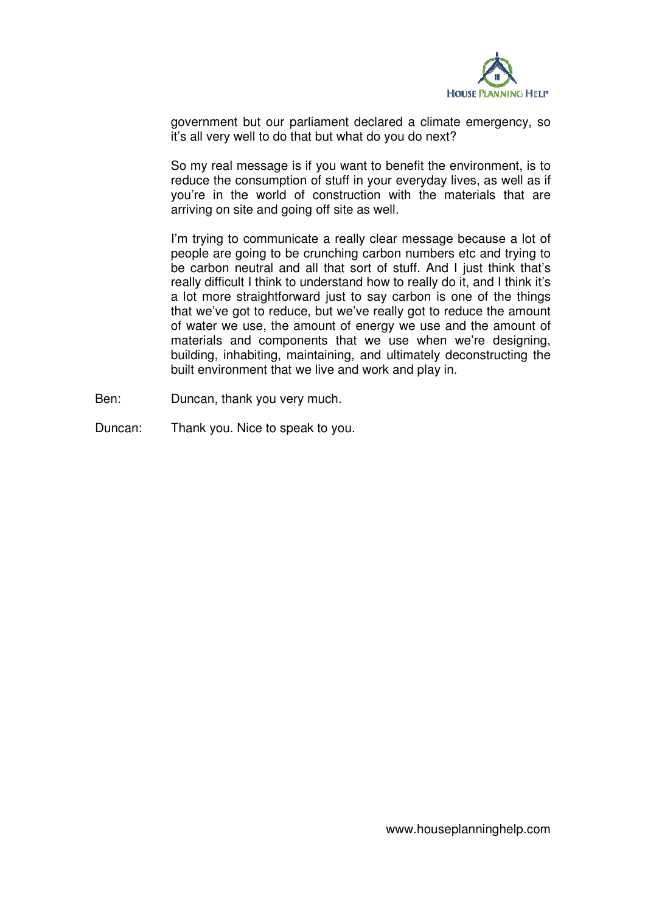government but our parliament declared a climate emergency, so it's all very well to do that but what do you do next?

So my real message is if you want to benefit the environment, is to reduce the consumption of stuff in your everyday lives, as well as if you're in the world of construction with the materials that are arriving on site and going off site as well.

I'm trying to communicate a really clear message because a lot of people are going to be crunching carbon numbers etc and trying to be carbon neutral and all that sort of stuff. And I just think that's really difficult I think to understand how to really do it, and I think it's a lot more straightforward just to say carbon is one of the things that we've got to reduce, but we've really got to reduce the amount of water we use, the amount of energy we use and the amount of materials and components that we use when we're designing, building, inhabiting, maintaining, and ultimately deconstructing the built environment that we live and work and play in.

Ben: Duncan, thank you very much.

Duncan: Thank you. Nice to speak to you.